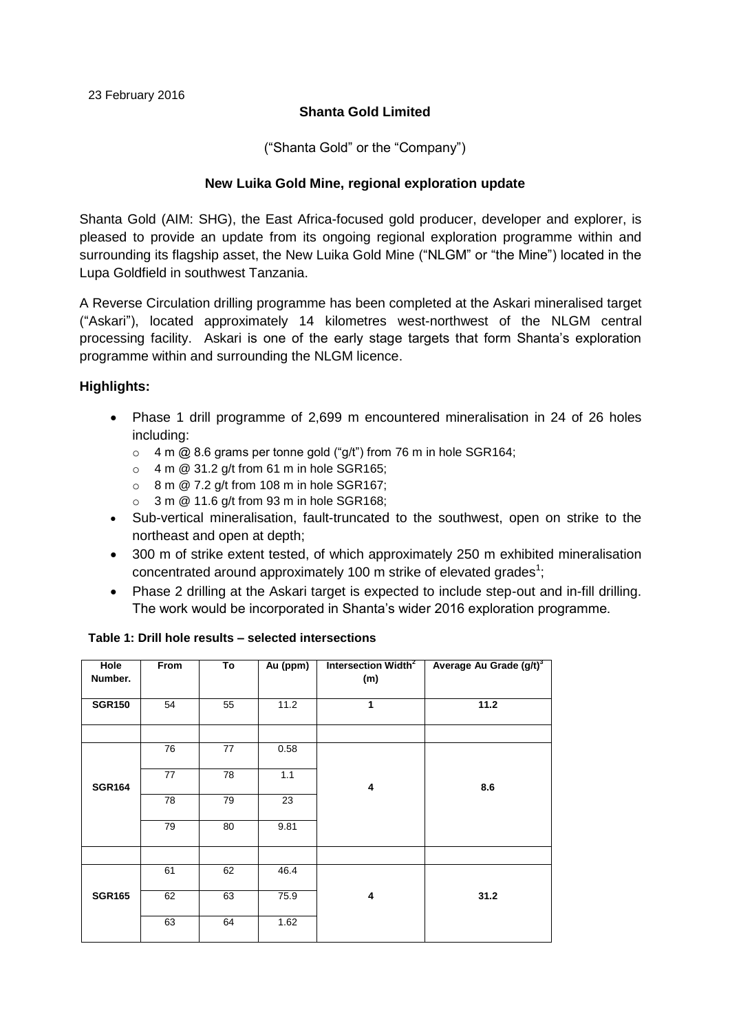23 February 2016

**Shanta Gold Limited**

("Shanta Gold" or the "Company")

**New Luika Gold Mine, regional exploration update**

Shanta Gold (AIM: SHG), the East Africa-focused gold producer, developer and explorer, is pleased to provide an update from its ongoing regional exploration programme within and surrounding its flagship asset, the New Luika Gold Mine ("NLGM" or "the Mine") located in the Lupa Goldfield in southwest Tanzania.

A Reverse Circulation drilling programme has been completed at the Askari mineralised target ("Askari"), located approximately 14 kilometres west-northwest of the NLGM central processing facility. Askari is one of the early stage targets that form Shanta's exploration programme within and surrounding the NLGM licence.

**Highlights:**

- Phase 1 drill programme of 2,699 m encountered mineralisation in 24 of 26 holes including:
  - 4 m @ 8.6 grams per tonne gold ("g/t") from 76 m in hole SGR164;
  - 4 m @ 31.2 g/t from 61 m in hole SGR165;
  - 8 m @ 7.2 g/t from 108 m in hole SGR167;
  - 3 m @ 11.6 g/t from 93 m in hole SGR168;
- Sub-vertical mineralisation, fault-truncated to the southwest, open on strike to the northeast and open at depth;
- 300 m of strike extent tested, of which approximately 250 m exhibited mineralisation concentrated around approximately 100 m strike of elevated grades[1];
- Phase 2 drilling at the Askari target is expected to include step-out and in-fill drilling. The work would be incorporated in Shanta's wider 2016 exploration programme.

**Table 1: Drill hole results – selected intersections**

| Hole Number. | From | To | Au (ppm) | Intersection Width[2] (m) | Average Au Grade (g/t)[3] |
|---|---|---|---|---|---|
| **SGR150** | 54 | 55 | 11.2 | **1** | **11.2** |
| | | | | | |
| **SGR164** | 76 | 77 | 0.58 | **4** | **8.6** |
| | 77 | 78 | 1.1 | | |
| | 78 | 79 | 23 | | |
| | 79 | 80 | 9.81 | | |
| | | | | | |
| **SGR165** | 61 | 62 | 46.4 | **4** | **31.2** |
| | 62 | 63 | 75.9 | | |
| | 63 | 64 | 1.62 | | |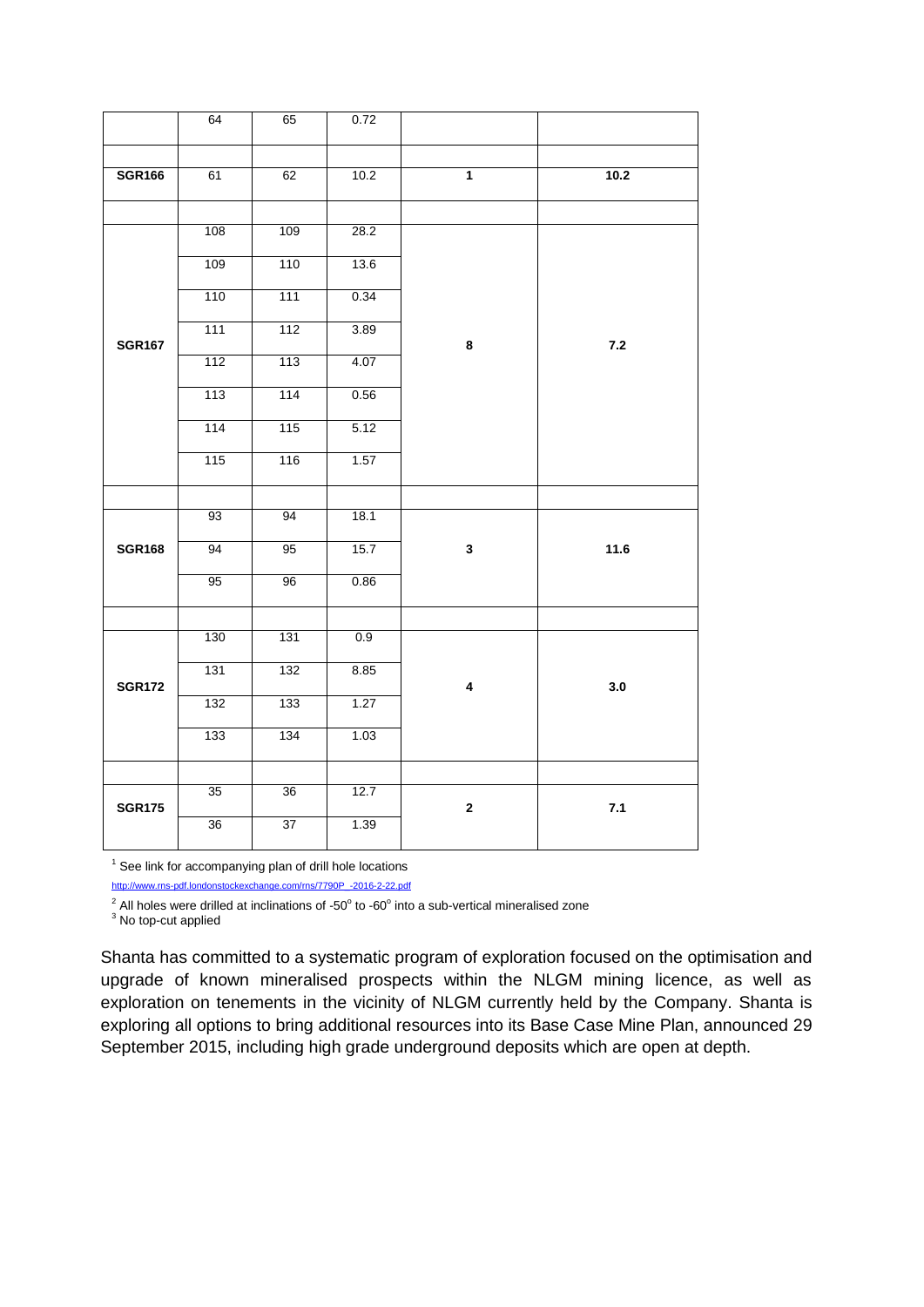| | | | | | |
|---|---|---|---|---|---|
| | 64 | 65 | 0.72 | | |
| | | | | | |
| **SGR166** | 61 | 62 | 10.2 | **1** | **10.2** |
| | | | | | |
| **SGR167** | 108 | 109 | 28.2 | **8** | **7.2** |
| | 109 | 110 | 13.6 | | |
| | 110 | 111 | 0.34 | | |
| | 111 | 112 | 3.89 | | |
| | 112 | 113 | 4.07 | | |
| | 113 | 114 | 0.56 | | |
| | 114 | 115 | 5.12 | | |
| | 115 | 116 | 1.57 | | |
| | | | | | |
| **SGR168** | 93 | 94 | 18.1 | **3** | **11.6** |
| | 94 | 95 | 15.7 | | |
| | 95 | 96 | 0.86 | | |
| | | | | | |
| **SGR172** | 130 | 131 | 0.9 | **4** | **3.0** |
| | 131 | 132 | 8.85 | | |
| | 132 | 133 | 1.27 | | |
| | 133 | 134 | 1.03 | | |
| | | | | | |
| **SGR175** | 35 | 36 | 12.7 | **2** | **7.1** |
| | 36 | 37 | 1.39 | | |

[1] See link for accompanying plan of drill hole locations
http://www.rns-pdf.londonstockexchange.com/rns/7790P_-2016-2-22.pdf

[2] All holes were drilled at inclinations of -50° to -60° into a sub-vertical mineralised zone

[3] No top-cut applied

Shanta has committed to a systematic program of exploration focused on the optimisation and upgrade of known mineralised prospects within the NLGM mining licence, as well as exploration on tenements in the vicinity of NLGM currently held by the Company. Shanta is exploring all options to bring additional resources into its Base Case Mine Plan, announced 29 September 2015, including high grade underground deposits which are open at depth.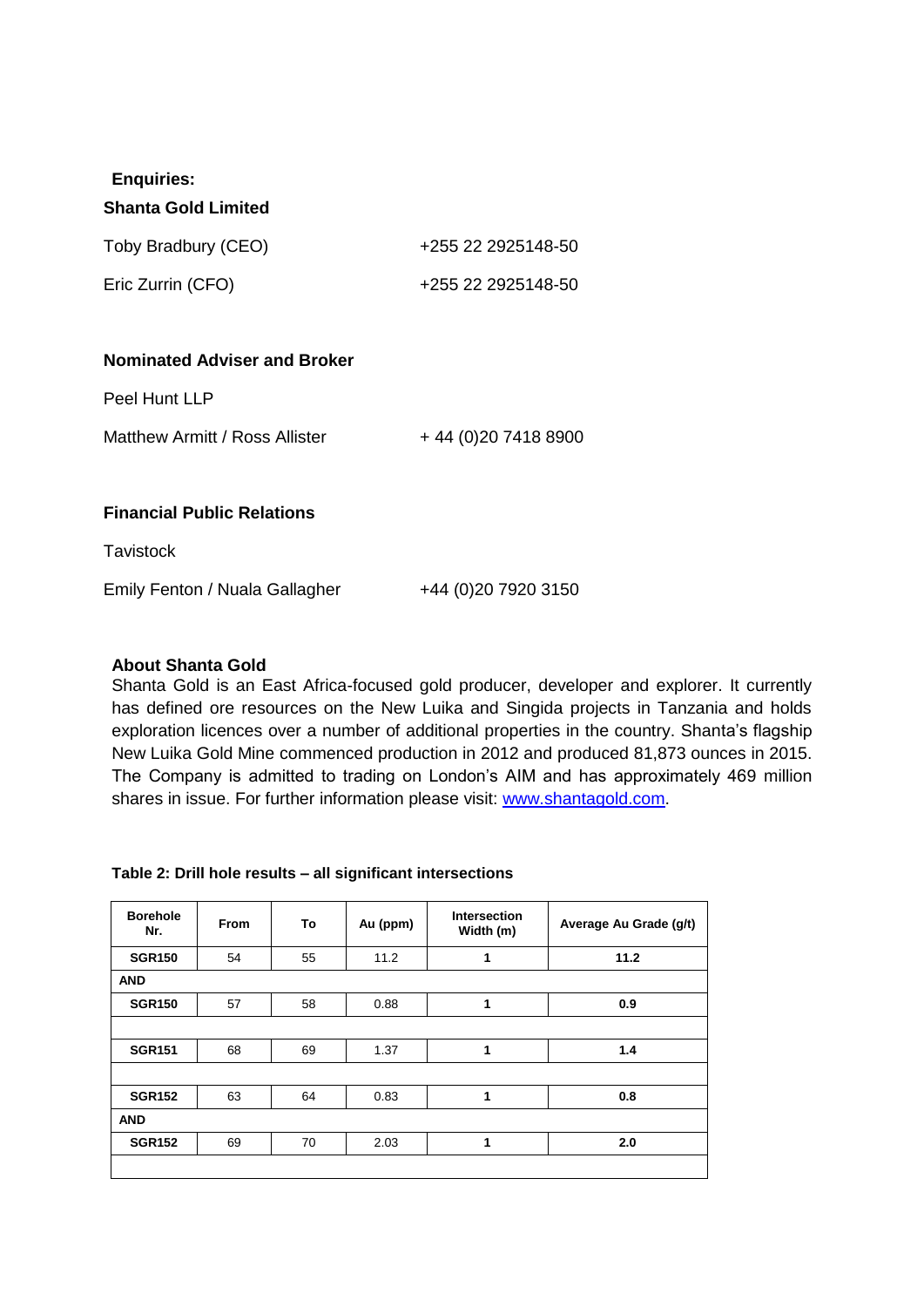**Enquiries:**

**Shanta Gold Limited**

| | |
|---|---|
| Toby Bradbury (CEO) | +255 22 2925148-50 |
| Eric Zurrin (CFO) | +255 22 2925148-50 |

**Nominated Adviser and Broker**

Peel Hunt LLP

| | |
|---|---|
| Matthew Armitt / Ross Allister | + 44 (0)20 7418 8900 |

**Financial Public Relations**

Tavistock

| | |
|---|---|
| Emily Fenton / Nuala Gallagher | +44 (0)20 7920 3150 |

**About Shanta Gold**

Shanta Gold is an East Africa-focused gold producer, developer and explorer. It currently has defined ore resources on the New Luika and Singida projects in Tanzania and holds exploration licences over a number of additional properties in the country. Shanta's flagship New Luika Gold Mine commenced production in 2012 and produced 81,873 ounces in 2015. The Company is admitted to trading on London's AIM and has approximately 469 million shares in issue. For further information please visit: [www.shantagold.com](http://www.shantagold.com).

**Table 2: Drill hole results – all significant intersections**

| Borehole Nr. | From | To | Au (ppm) | Intersection Width (m) | Average Au Grade (g/t) |
|---|---|---|---|---|---|
| **SGR150** | 54 | 55 | 11.2 | **1** | **11.2** |
| **AND** | | | | | |
| **SGR150** | 57 | 58 | 0.88 | **1** | **0.9** |
| | | | | | |
| **SGR151** | 68 | 69 | 1.37 | **1** | **1.4** |
| | | | | | |
| **SGR152** | 63 | 64 | 0.83 | **1** | **0.8** |
| **AND** | | | | | |
| **SGR152** | 69 | 70 | 2.03 | **1** | **2.0** |
| | | | | | |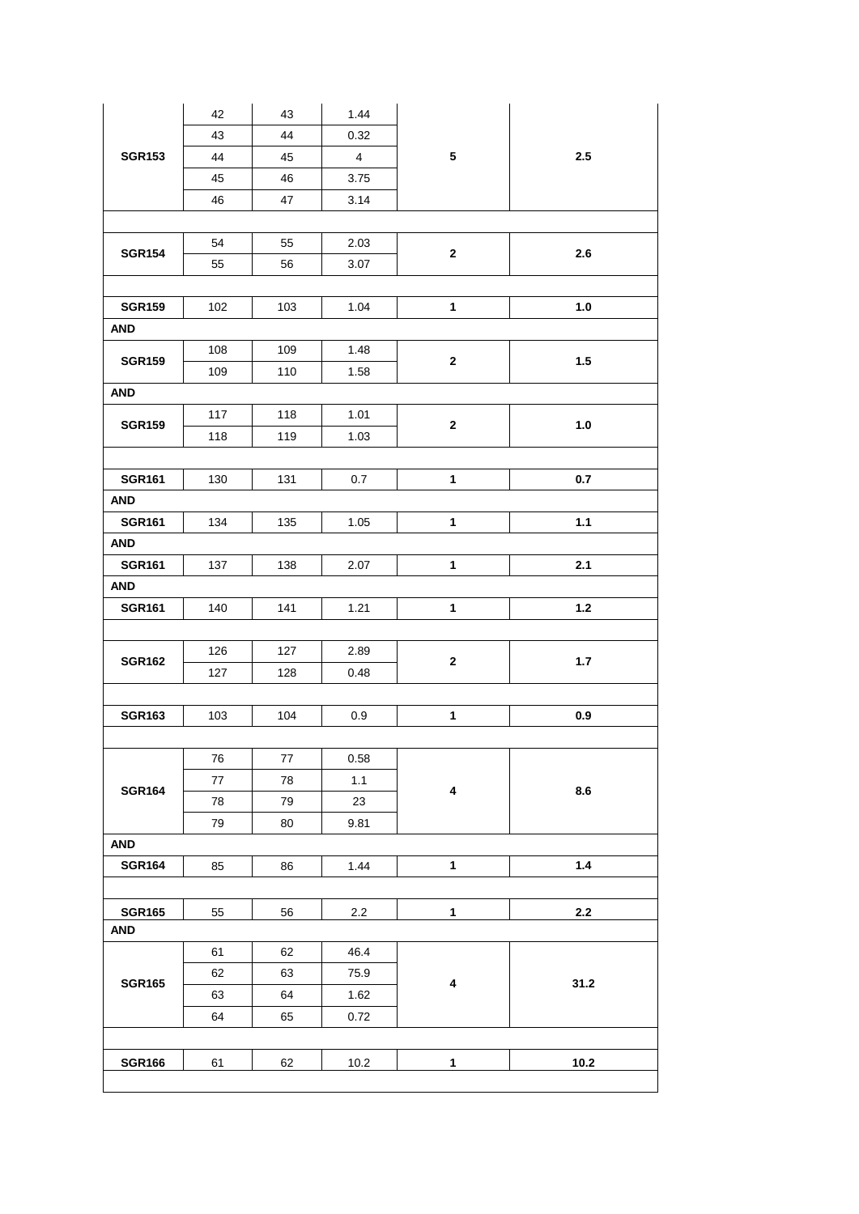| | | | | | |
|---|---|---|---|---|---|
| **SGR153** | 42 | 43 | 1.44 | **5** | **2.5** |
| | 43 | 44 | 0.32 | | |
| | 44 | 45 | 4 | | |
| | 45 | 46 | 3.75 | | |
| | 46 | 47 | 3.14 | | |
| | | | | | |
| **SGR154** | 54 | 55 | 2.03 | **2** | **2.6** |
| | 55 | 56 | 3.07 | | |
| | | | | | |
| **SGR159** | 102 | 103 | 1.04 | **1** | **1.0** |
| **AND** | | | | | |
| **SGR159** | 108 | 109 | 1.48 | **2** | **1.5** |
| | 109 | 110 | 1.58 | | |
| **AND** | | | | | |
| **SGR159** | 117 | 118 | 1.01 | **2** | **1.0** |
| | 118 | 119 | 1.03 | | |
| | | | | | |
| **SGR161** | 130 | 131 | 0.7 | **1** | **0.7** |
| **AND** | | | | | |
| **SGR161** | 134 | 135 | 1.05 | **1** | **1.1** |
| **AND** | | | | | |
| **SGR161** | 137 | 138 | 2.07 | **1** | **2.1** |
| **AND** | | | | | |
| **SGR161** | 140 | 141 | 1.21 | **1** | **1.2** |
| | | | | | |
| **SGR162** | 126 | 127 | 2.89 | **2** | **1.7** |
| | 127 | 128 | 0.48 | | |
| | | | | | |
| **SGR163** | 103 | 104 | 0.9 | **1** | **0.9** |
| | | | | | |
| **SGR164** | 76 | 77 | 0.58 | **4** | **8.6** |
| | 77 | 78 | 1.1 | | |
| | 78 | 79 | 23 | | |
| | 79 | 80 | 9.81 | | |
| **AND** | | | | | |
| **SGR164** | 85 | 86 | 1.44 | **1** | **1.4** |
| | | | | | |
| **SGR165** | 55 | 56 | 2.2 | **1** | **2.2** |
| **AND** | | | | | |
| **SGR165** | 61 | 62 | 46.4 | **4** | **31.2** |
| | 62 | 63 | 75.9 | | |
| | 63 | 64 | 1.62 | | |
| | 64 | 65 | 0.72 | | |
| | | | | | |
| **SGR166** | 61 | 62 | 10.2 | **1** | **10.2** |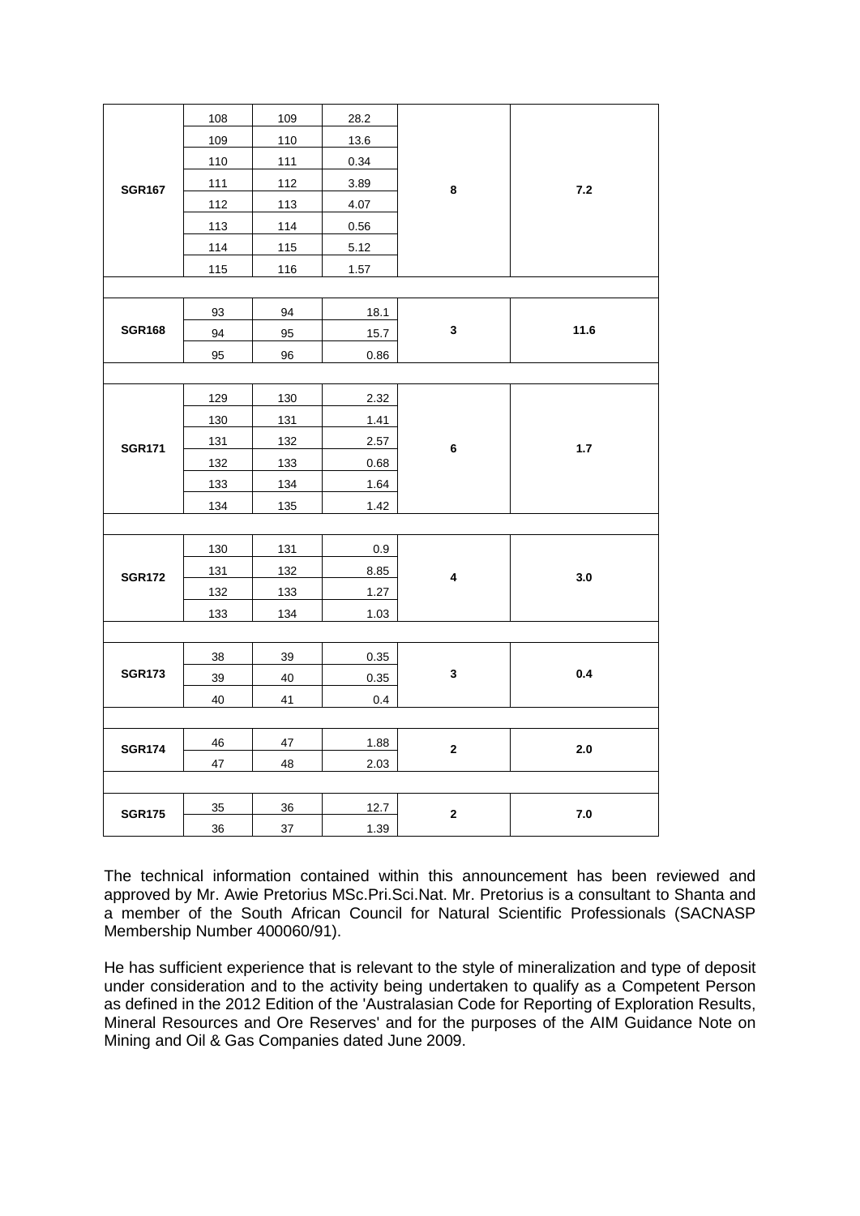| | | | | | |
|---|---|---|---|---|---|
| **SGR167** | 108 | 109 | 28.2 | **8** | **7.2** |
| | 109 | 110 | 13.6 | | |
| | 110 | 111 | 0.34 | | |
| | 111 | 112 | 3.89 | | |
| | 112 | 113 | 4.07 | | |
| | 113 | 114 | 0.56 | | |
| | 114 | 115 | 5.12 | | |
| | 115 | 116 | 1.57 | | |
| | | | | | |
| **SGR168** | 93 | 94 | 18.1 | **3** | **11.6** |
| | 94 | 95 | 15.7 | | |
| | 95 | 96 | 0.86 | | |
| | | | | | |
| **SGR171** | 129 | 130 | 2.32 | **6** | **1.7** |
| | 130 | 131 | 1.41 | | |
| | 131 | 132 | 2.57 | | |
| | 132 | 133 | 0.68 | | |
| | 133 | 134 | 1.64 | | |
| | 134 | 135 | 1.42 | | |
| | | | | | |
| **SGR172** | 130 | 131 | 0.9 | **4** | **3.0** |
| | 131 | 132 | 8.85 | | |
| | 132 | 133 | 1.27 | | |
| | 133 | 134 | 1.03 | | |
| | | | | | |
| **SGR173** | 38 | 39 | 0.35 | **3** | **0.4** |
| | 39 | 40 | 0.35 | | |
| | 40 | 41 | 0.4 | | |
| | | | | | |
| **SGR174** | 46 | 47 | 1.88 | **2** | **2.0** |
| | 47 | 48 | 2.03 | | |
| | | | | | |
| **SGR175** | 35 | 36 | 12.7 | **2** | **7.0** |
| | 36 | 37 | 1.39 | | |

The technical information contained within this announcement has been reviewed and approved by Mr. Awie Pretorius MSc.Pri.Sci.Nat. Mr. Pretorius is a consultant to Shanta and a member of the South African Council for Natural Scientific Professionals (SACNASP Membership Number 400060/91).

He has sufficient experience that is relevant to the style of mineralization and type of deposit under consideration and to the activity being undertaken to qualify as a Competent Person as defined in the 2012 Edition of the 'Australasian Code for Reporting of Exploration Results, Mineral Resources and Ore Reserves' and for the purposes of the AIM Guidance Note on Mining and Oil & Gas Companies dated June 2009.